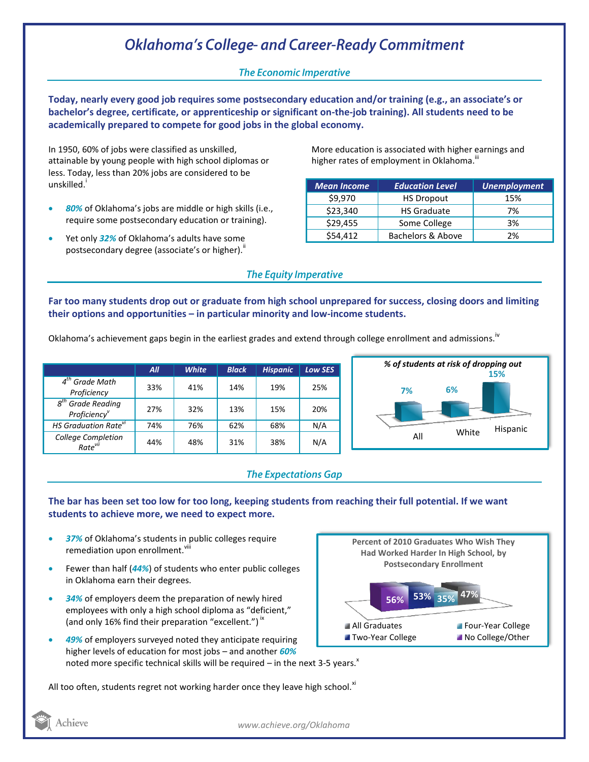# Oklahoma's College- and Career-Ready Commitment

## The Economic Imperative

**Today, nearly every good job requires some postsecondary education and/or training (e.g., an associate's or bachelor's degree, certificate, or apprenticeship or significant on-the-job training). All students need to be academically prepared to compete for good jobs in the global economy.**

In 1950, 60% of jobs were classified as unskilled, attainable by young people with high school diplomas or less. Today, less than 20% jobs are considered to be unskilled.[i]

- ***80%*** of Oklahoma's jobs are middle or high skills (i.e., require some postsecondary education or training).
- Yet only ***32%*** of Oklahoma's adults have some postsecondary degree (associate's or higher).[ii]

More education is associated with higher earnings and higher rates of employment in Oklahoma.[iii]

| Mean Income | Education Level | Unemployment |
|---|---|---|
| $9,970 | HS Dropout | 15% |
| $23,340 | HS Graduate | 7% |
| $29,455 | Some College | 3% |
| $54,412 | Bachelors & Above | 2% |

## The Equity Imperative

**Far too many students drop out or graduate from high school unprepared for success, closing doors and limiting their options and opportunities – in particular minority and low-income students.**

Oklahoma's achievement gaps begin in the earliest grades and extend through college enrollment and admissions.[iv]

| | All | White | Black | Hispanic | Low SES |
|---|---|---|---|---|---|
| 4th Grade Math Proficiency | 33% | 41% | 14% | 19% | 25% |
| 8th Grade Reading Proficiency[v] | 27% | 32% | 13% | 15% | 20% |
| HS Graduation Rate[vi] | 74% | 76% | 62% | 68% | N/A |
| College Completion Rate[vii] | 44% | 48% | 31% | 38% | N/A |

*% of students at risk of dropping out*

| All | White | Hispanic |
|---|---|---|
| 7% | 6% | 15% |

## The Expectations Gap

**The bar has been set too low for too long, keeping students from reaching their full potential. If we want students to achieve more, we need to expect more.**

- ***37%*** of Oklahoma's students in public colleges require remediation upon enrollment.[viii]
- Fewer than half (***44%***) of students who enter public colleges in Oklahoma earn their degrees.
- ***34%*** of employers deem the preparation of newly hired employees with only a high school diploma as "deficient," (and only 16% find their preparation "excellent.")[ix]
- ***49%*** of employers surveyed noted they anticipate requiring higher levels of education for most jobs – and another ***60%*** noted more specific technical skills will be required – in the next 3-5 years.[x]

**Percent of 2010 Graduates Who Wish They Had Worked Harder In High School, by Postsecondary Enrollment**

| No College/Other | Two-Year College | Four-Year College | All Graduates |
|---|---|---|---|
| 56% | 53% | 35% | 47% |

All too often, students regret not working harder once they leave high school.[xi]

Achieve

www.achieve.org/Oklahoma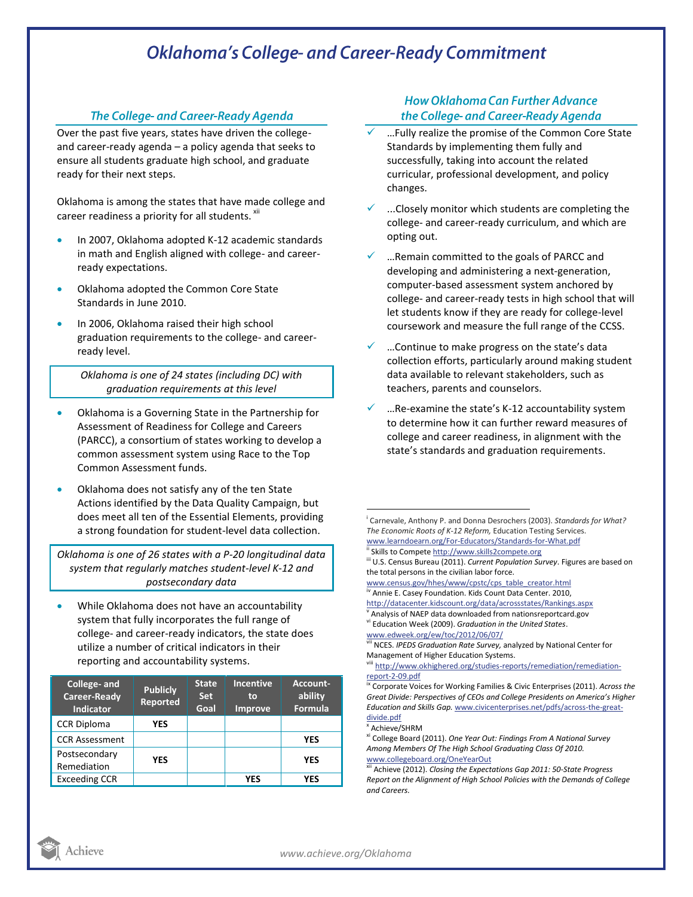# Oklahoma's College- and Career-Ready Commitment

## The College- and Career-Ready Agenda

Over the past five years, states have driven the college- and career-ready agenda – a policy agenda that seeks to ensure all students graduate high school, and graduate ready for their next steps.

Oklahoma is among the states that have made college and career readiness a priority for all students.[xii]

- In 2007, Oklahoma adopted K-12 academic standards in math and English aligned with college- and career-ready expectations.
- Oklahoma adopted the Common Core State Standards in June 2010.
- In 2006, Oklahoma raised their high school graduation requirements to the college- and career-ready level.

*Oklahoma is one of 24 states (including DC) with graduation requirements at this level*

- Oklahoma is a Governing State in the Partnership for Assessment of Readiness for College and Careers (PARCC), a consortium of states working to develop a common assessment system using Race to the Top Common Assessment funds.
- Oklahoma does not satisfy any of the ten State Actions identified by the Data Quality Campaign, but does meet all ten of the Essential Elements, providing a strong foundation for student-level data collection.

*Oklahoma is one of 26 states with a P-20 longitudinal data system that regularly matches student-level K-12 and postsecondary data*

- While Oklahoma does not have an accountability system that fully incorporates the full range of college- and career-ready indicators, the state does utilize a number of critical indicators in their reporting and accountability systems.

| College- and Career-Ready Indicator | Publicly Reported | State Set Goal | Incentive to Improve | Accountability Formula |
|---|---|---|---|---|
| CCR Diploma | YES | | | |
| CCR Assessment | | | | YES |
| Postsecondary Remediation | YES | | | YES |
| Exceeding CCR | | | YES | YES |

## How Oklahoma Can Further Advance the College- and Career-Ready Agenda

- ✓ …Fully realize the promise of the Common Core State Standards by implementing them fully and successfully, taking into account the related curricular, professional development, and policy changes.
- ✓ ...Closely monitor which students are completing the college- and career-ready curriculum, and which are opting out.
- ✓ …Remain committed to the goals of PARCC and developing and administering a next-generation, computer-based assessment system anchored by college- and career-ready tests in high school that will let students know if they are ready for college-level coursework and measure the full range of the CCSS.
- ✓ …Continue to make progress on the state's data collection efforts, particularly around making student data available to relevant stakeholders, such as teachers, parents and counselors.
- ✓ …Re-examine the state's K-12 accountability system to determine how it can further reward measures of college and career readiness, in alignment with the state's standards and graduation requirements.

---

[i] Carnevale, Anthony P. and Donna Desrochers (2003). *Standards for What? The Economic Roots of K-12 Reform,* Education Testing Services. www.learndoearn.org/For-Educators/Standards-for-What.pdf

[ii] Skills to Compete http://www.skills2compete.org

[iii] U.S. Census Bureau (2011). *Current Population Survey*. Figures are based on the total persons in the civilian labor force. www.census.gov/hhes/www/cpstc/cps_table_creator.html

[iv] Annie E. Casey Foundation. Kids Count Data Center. 2010, http://datacenter.kidscount.org/data/acrossstates/Rankings.aspx

[v] Analysis of NAEP data downloaded from nationsreportcard.gov

[vi] Education Week (2009). *Graduation in the United States*. www.edweek.org/ew/toc/2012/06/07/

[vii] NCES. *IPEDS Graduation Rate Survey,* analyzed by National Center for Management of Higher Education Systems.

[viii] http://www.okhighered.org/studies-reports/remediation/remediation-report-2-09.pdf

[ix] Corporate Voices for Working Families & Civic Enterprises (2011). *Across the Great Divide: Perspectives of CEOs and College Presidents on America's Higher Education and Skills Gap.* www.civicenterprises.net/pdfs/across-the-great-divide.pdf

[x] Achieve/SHRM

[xi] College Board (2011). *One Year Out: Findings From A National Survey Among Members Of The High School Graduating Class Of 2010.* www.collegeboard.org/OneYearOut

[xii] Achieve (2012). *Closing the Expectations Gap 2011: 50-State Progress Report on the Alignment of High School Policies with the Demands of College and Careers.*

www.achieve.org/Oklahoma